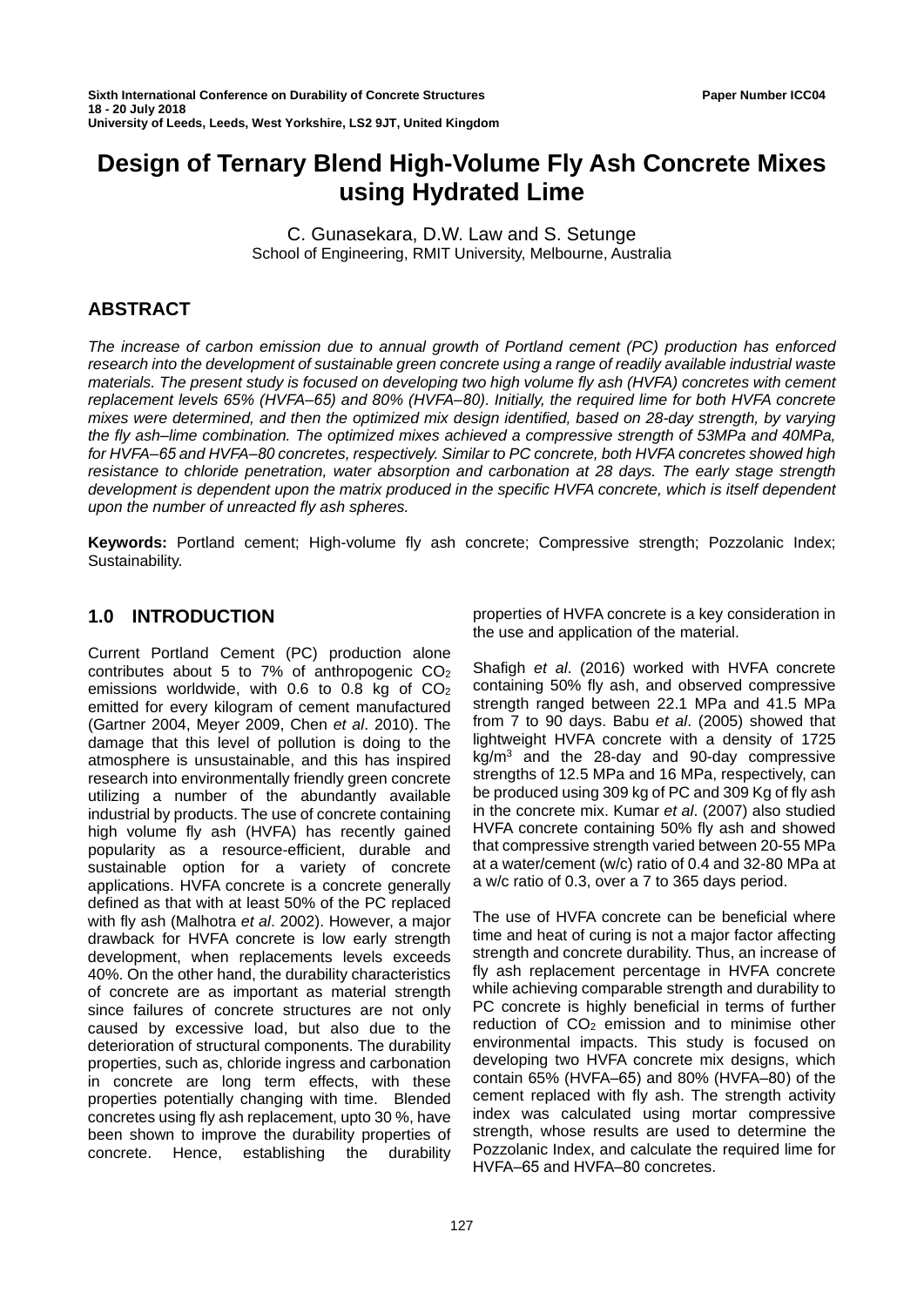# Design of Ternary Blend High-Volume Fly Ash Concrete Mixes using Hydrated Lime

C. Gunasekara, D.W. Law and S. Setunge
School of Engineering, RMIT University, Melbourne, Australia

## ABSTRACT

*The increase of carbon emission due to annual growth of Portland cement (PC) production has enforced research into the development of sustainable green concrete using a range of readily available industrial waste materials. The present study is focused on developing two high volume fly ash (HVFA) concretes with cement replacement levels 65% (HVFA–65) and 80% (HVFA–80). Initially, the required lime for both HVFA concrete mixes were determined, and then the optimized mix design identified, based on 28-day strength, by varying the fly ash–lime combination. The optimized mixes achieved a compressive strength of 53MPa and 40MPa, for HVFA–65 and HVFA–80 concretes, respectively. Similar to PC concrete, both HVFA concretes showed high resistance to chloride penetration, water absorption and carbonation at 28 days. The early stage strength development is dependent upon the matrix produced in the specific HVFA concrete, which is itself dependent upon the number of unreacted fly ash spheres.*

**Keywords:** Portland cement; High-volume fly ash concrete; Compressive strength; Pozzolanic Index; Sustainability.

## 1.0 INTRODUCTION

Current Portland Cement (PC) production alone contributes about 5 to 7% of anthropogenic $CO_2$ emissions worldwide, with 0.6 to 0.8 kg of $CO_2$ emitted for every kilogram of cement manufactured (Gartner 2004, Meyer 2009, Chen *et al*. 2010). The damage that this level of pollution is doing to the atmosphere is unsustainable, and this has inspired research into environmentally friendly green concrete utilizing a number of the abundantly available industrial by products. The use of concrete containing high volume fly ash (HVFA) has recently gained popularity as a resource-efficient, durable and sustainable option for a variety of concrete applications. HVFA concrete is a concrete generally defined as that with at least 50% of the PC replaced with fly ash (Malhotra *et al*. 2002). However, a major drawback for HVFA concrete is low early strength development, when replacements levels exceeds 40%. On the other hand, the durability characteristics of concrete are as important as material strength since failures of concrete structures are not only caused by excessive load, but also due to the deterioration of structural components. The durability properties, such as, chloride ingress and carbonation in concrete are long term effects, with these properties potentially changing with time. Blended concretes using fly ash replacement, upto 30 %, have been shown to improve the durability properties of concrete. Hence, establishing the durability properties of HVFA concrete is a key consideration in the use and application of the material.

Shafigh *et al*. (2016) worked with HVFA concrete containing 50% fly ash, and observed compressive strength ranged between 22.1 MPa and 41.5 MPa from 7 to 90 days. Babu *et al*. (2005) showed that lightweight HVFA concrete with a density of 1725 $kg/m^3$ and the 28-day and 90-day compressive strengths of 12.5 MPa and 16 MPa, respectively, can be produced using 309 kg of PC and 309 Kg of fly ash in the concrete mix. Kumar *et al*. (2007) also studied HVFA concrete containing 50% fly ash and showed that compressive strength varied between 20-55 MPa at a water/cement (w/c) ratio of 0.4 and 32-80 MPa at a w/c ratio of 0.3, over a 7 to 365 days period.

The use of HVFA concrete can be beneficial where time and heat of curing is not a major factor affecting strength and concrete durability. Thus, an increase of fly ash replacement percentage in HVFA concrete while achieving comparable strength and durability to PC concrete is highly beneficial in terms of further reduction of $CO_2$ emission and to minimise other environmental impacts. This study is focused on developing two HVFA concrete mix designs, which contain 65% (HVFA–65) and 80% (HVFA–80) of the cement replaced with fly ash. The strength activity index was calculated using mortar compressive strength, whose results are used to determine the Pozzolanic Index, and calculate the required lime for HVFA–65 and HVFA–80 concretes.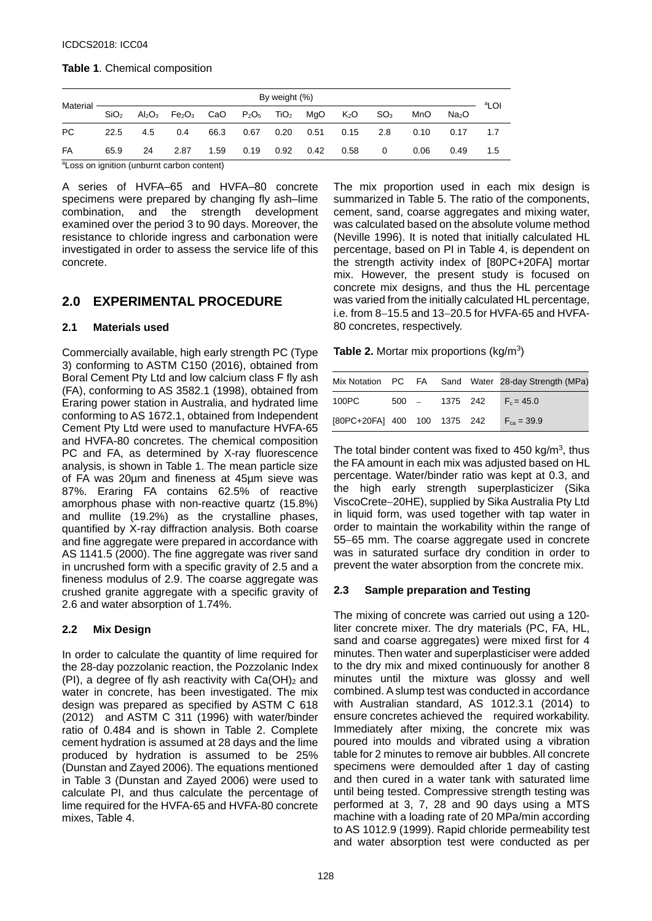**Table 1**. Chemical composition

| Material | By weight (%) | | | | | | | | | | | $^a$LOI |
|---|---|---|---|---|---|---|---|---|---|---|---|---|
| | $SiO_2$ | $Al_2O_3$ | $Fe_2O_3$ | CaO | $P_2O_5$ | $TiO_2$ | MgO | $K_2O$ | $SO_3$ | MnO | $Na_2O$ | |
| PC | 22.5 | 4.5 | 0.4 | 66.3 | 0.67 | 0.20 | 0.51 | 0.15 | 2.8 | 0.10 | 0.17 | 1.7 |
| FA | 65.9 | 24 | 2.87 | 1.59 | 0.19 | 0.92 | 0.42 | 0.58 | 0 | 0.06 | 0.49 | 1.5 |

$^a$Loss on ignition (unburnt carbon content)

A series of HVFA–65 and HVFA–80 concrete specimens were prepared by changing fly ash–lime combination, and the strength development examined over the period 3 to 90 days. Moreover, the resistance to chloride ingress and carbonation were investigated in order to assess the service life of this concrete.

## 2.0 EXPERIMENTAL PROCEDURE

### 2.1 Materials used

Commercially available, high early strength PC (Type 3) conforming to ASTM C150 (2016), obtained from Boral Cement Pty Ltd and low calcium class F fly ash (FA), conforming to AS 3582.1 (1998), obtained from Eraring power station in Australia, and hydrated lime conforming to AS 1672.1, obtained from Independent Cement Pty Ltd were used to manufacture HVFA-65 and HVFA-80 concretes. The chemical composition PC and FA, as determined by X-ray fluorescence analysis, is shown in Table 1. The mean particle size of FA was 20µm and fineness at 45µm sieve was 87%. Eraring FA contains 62.5% of reactive amorphous phase with non-reactive quartz (15.8%) and mullite (19.2%) as the crystalline phases, quantified by X-ray diffraction analysis. Both coarse and fine aggregate were prepared in accordance with AS 1141.5 (2000). The fine aggregate was river sand in uncrushed form with a specific gravity of 2.5 and a fineness modulus of 2.9. The coarse aggregate was crushed granite aggregate with a specific gravity of 2.6 and water absorption of 1.74%.

### 2.2 Mix Design

In order to calculate the quantity of lime required for the 28-day pozzolanic reaction, the Pozzolanic Index (PI), a degree of fly ash reactivity with $Ca(OH)_2$ and water in concrete, has been investigated. The mix design was prepared as specified by ASTM C 618 (2012) and ASTM C 311 (1996) with water/binder ratio of 0.484 and is shown in Table 2. Complete cement hydration is assumed at 28 days and the lime produced by hydration is assumed to be 25% (Dunstan and Zayed 2006). The equations mentioned in Table 3 (Dunstan and Zayed 2006) were used to calculate PI, and thus calculate the percentage of lime required for the HVFA-65 and HVFA-80 concrete mixes, Table 4.

The mix proportion used in each mix design is summarized in Table 5. The ratio of the components, cement, sand, coarse aggregates and mixing water, was calculated based on the absolute volume method (Neville 1996). It is noted that initially calculated HL percentage, based on PI in Table 4, is dependent on the strength activity index of [80PC+20FA] mortar mix. However, the present study is focused on concrete mix designs, and thus the HL percentage was varied from the initially calculated HL percentage, i.e. from 8−15.5 and 13−20.5 for HVFA-65 and HVFA-80 concretes, respectively.

**Table 2.** Mortar mix proportions (kg/m$^3$)

| Mix Notation | PC | FA | Sand | Water | 28-day Strength (MPa) |
|---|---|---|---|---|---|
| 100PC | 500 | – | 1375 | 242 | $F_c = 45.0$ |
| [80PC+20FA] | 400 | 100 | 1375 | 242 | $F_{ca} = 39.9$ |

The total binder content was fixed to 450 kg/m$^3$, thus the FA amount in each mix was adjusted based on HL percentage. Water/binder ratio was kept at 0.3, and the high early strength superplasticizer (Sika ViscoCrete−20HE), supplied by Sika Australia Pty Ltd in liquid form, was used together with tap water in order to maintain the workability within the range of 55−65 mm. The coarse aggregate used in concrete was in saturated surface dry condition in order to prevent the water absorption from the concrete mix.

### 2.3 Sample preparation and Testing

The mixing of concrete was carried out using a 120-liter concrete mixer. The dry materials (PC, FA, HL, sand and coarse aggregates) were mixed first for 4 minutes. Then water and superplasticiser were added to the dry mix and mixed continuously for another 8 minutes until the mixture was glossy and well combined. A slump test was conducted in accordance with Australian standard, AS 1012.3.1 (2014) to ensure concretes achieved the required workability. Immediately after mixing, the concrete mix was poured into moulds and vibrated using a vibration table for 2 minutes to remove air bubbles. All concrete specimens were demoulded after 1 day of casting and then cured in a water tank with saturated lime until being tested. Compressive strength testing was performed at 3, 7, 28 and 90 days using a MTS machine with a loading rate of 20 MPa/min according to AS 1012.9 (1999). Rapid chloride permeability test and water absorption test were conducted as per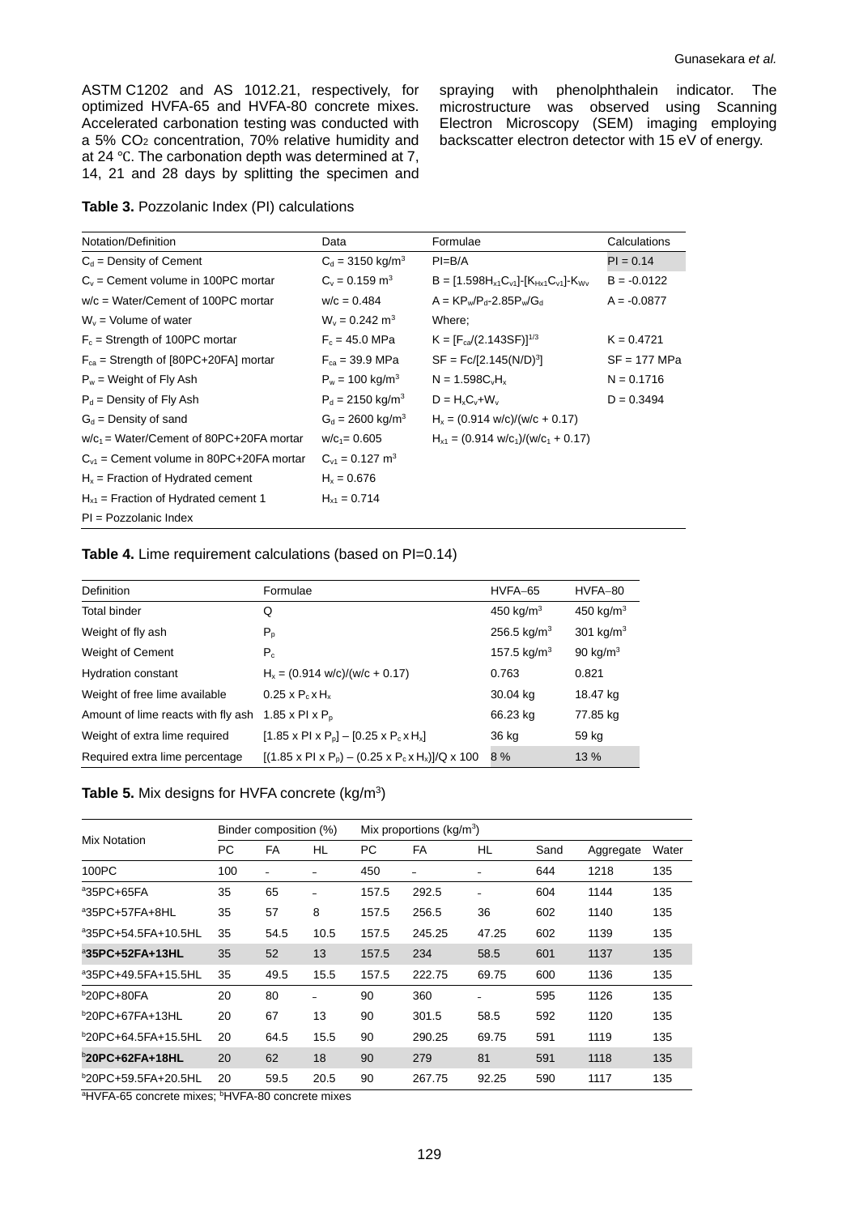ASTM C1202 and AS 1012.21, respectively, for optimized HVFA-65 and HVFA-80 concrete mixes. Accelerated carbonation testing was conducted with a 5% $CO_2$ concentration, 70% relative humidity and at 24 ℃. The carbonation depth was determined at 7, 14, 21 and 28 days by splitting the specimen and spraying with phenolphthalein indicator. The microstructure was observed using Scanning Electron Microscopy (SEM) imaging employing backscatter electron detector with 15 eV of energy.

**Table 3.** Pozzolanic Index (PI) calculations

| Notation/Definition | Data | Formulae | Calculations |
|---|---|---|---|
| $C_d$ = Density of Cement | $C_d$ = 3150 kg/m$^3$ | PI=B/A | PI = 0.14 |
| $C_v$ = Cement volume in 100PC mortar | $C_v$ = 0.159 m$^3$ | $B = [1.598H_{x1}C_{v1}]-[K_{Hx1}C_{v1}]-K_{Wv}$ | B = -0.0122 |
| w/c = Water/Cement of 100PC mortar | w/c = 0.484 | $A = KP_w/P_d-2.85P_w/G_d$ | A = -0.0877 |
| $W_v$ = Volume of water | $W_v$ = 0.242 m$^3$ | Where; | |
| $F_c$ = Strength of 100PC mortar | $F_c$ = 45.0 MPa | $K = [F_{ca}/(2.143SF)]^{1/3}$ | K = 0.4721 |
| $F_{ca}$ = Strength of [80PC+20FA] mortar | $F_{ca}$ = 39.9 MPa | $SF = Fc/[2.145(N/D)^3]$ | SF = 177 MPa |
| $P_w$ = Weight of Fly Ash | $P_w$ = 100 kg/m$^3$ | $N = 1.598C_vH_x$ | N = 0.1716 |
| $P_d$ = Density of Fly Ash | $P_d$ = 2150 kg/m$^3$ | $D = H_xC_v+W_v$ | D = 0.3494 |
| $G_d$ = Density of sand | $G_d$ = 2600 kg/m$^3$ | $H_x = (0.914\ w/c)/(w/c + 0.17)$ | |
| w/$c_1$ = Water/Cement of 80PC+20FA mortar | w/$c_1$= 0.605 | $H_{x1} = (0.914\ w/c_1)/(w/c_1 + 0.17)$ | |
| $C_{v1}$ = Cement volume in 80PC+20FA mortar | $C_{v1}$ = 0.127 m$^3$ | | |
| $H_x$ = Fraction of Hydrated cement | $H_x$ = 0.676 | | |
| $H_{x1}$ = Fraction of Hydrated cement 1 | $H_{x1}$ = 0.714 | | |
| PI = Pozzolanic Index | | | |

**Table 4.** Lime requirement calculations (based on PI=0.14)

| Definition | Formulae | HVFA–65 | HVFA–80 |
|---|---|---|---|
| Total binder | Q | 450 kg/m$^3$ | 450 kg/m$^3$ |
| Weight of fly ash | $P_p$ | 256.5 kg/m$^3$ | 301 kg/m$^3$ |
| Weight of Cement | $P_c$ | 157.5 kg/m$^3$ | 90 kg/m$^3$ |
| Hydration constant | $H_x = (0.914\ w/c)/(w/c + 0.17)$ | 0.763 | 0.821 |
| Weight of free lime available | $0.25 \times P_c \times H_x$ | 30.04 kg | 18.47 kg |
| Amount of lime reacts with fly ash | $1.85 \times PI \times P_p$ | 66.23 kg | 77.85 kg |
| Weight of extra lime required | $[1.85 \times PI \times P_p] - [0.25 \times P_c \times H_x]$ | 36 kg | 59 kg |
| Required extra lime percentage | $[(1.85 \times PI \times P_p) - (0.25 \times P_c \times H_x)]/Q \times 100$ | 8 % | 13 % |

**Table 5.** Mix designs for HVFA concrete (kg/m$^3$)

| Mix Notation | Binder composition (%) | | | Mix proportions (kg/m$^3$) | | | | | |
|---|---|---|---|---|---|---|---|---|---|
| | PC | FA | HL | PC | FA | HL | Sand | Aggregate | Water |
| 100PC | 100 | – | – | 450 | – | – | 644 | 1218 | 135 |
| [a]35PC+65FA | 35 | 65 | – | 157.5 | 292.5 | – | 604 | 1144 | 135 |
| [a]35PC+57FA+8HL | 35 | 57 | 8 | 157.5 | 256.5 | 36 | 602 | 1140 | 135 |
| [a]35PC+54.5FA+10.5HL | 35 | 54.5 | 10.5 | 157.5 | 245.25 | 47.25 | 602 | 1139 | 135 |
| **[a]35PC+52FA+13HL** | 35 | 52 | 13 | 157.5 | 234 | 58.5 | 601 | 1137 | 135 |
| [a]35PC+49.5FA+15.5HL | 35 | 49.5 | 15.5 | 157.5 | 222.75 | 69.75 | 600 | 1136 | 135 |
| [b]20PC+80FA | 20 | 80 | – | 90 | 360 | – | 595 | 1126 | 135 |
| [b]20PC+67FA+13HL | 20 | 67 | 13 | 90 | 301.5 | 58.5 | 592 | 1120 | 135 |
| [b]20PC+64.5FA+15.5HL | 20 | 64.5 | 15.5 | 90 | 290.25 | 69.75 | 591 | 1119 | 135 |
| **[b]20PC+62FA+18HL** | 20 | 62 | 18 | 90 | 279 | 81 | 591 | 1118 | 135 |
| [b]20PC+59.5FA+20.5HL | 20 | 59.5 | 20.5 | 90 | 267.75 | 92.25 | 590 | 1117 | 135 |

[a]HVFA-65 concrete mixes; [b]HVFA-80 concrete mixes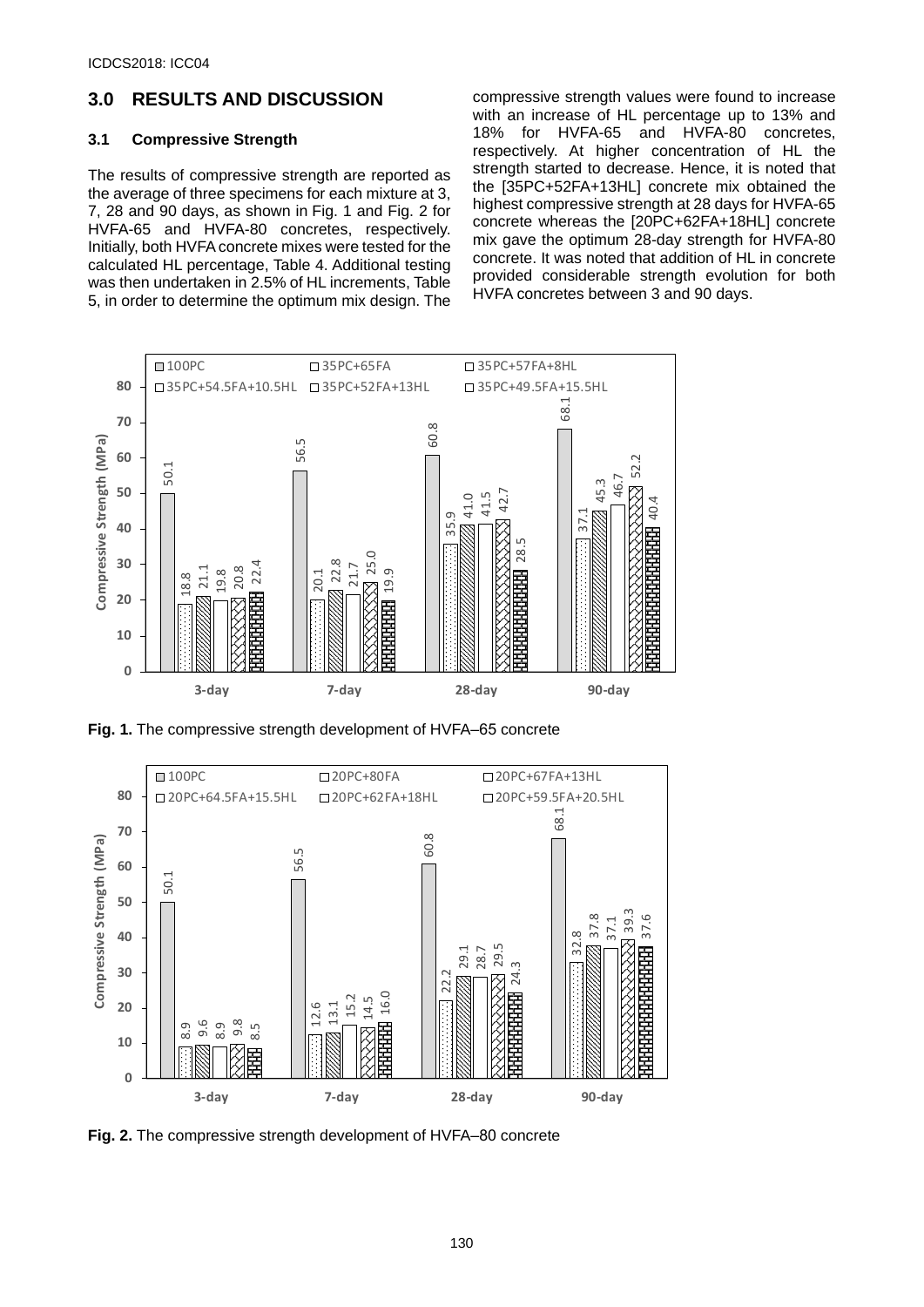## 3.0 RESULTS AND DISCUSSION

### 3.1 Compressive Strength

The results of compressive strength are reported as the average of three specimens for each mixture at 3, 7, 28 and 90 days, as shown in Fig. 1 and Fig. 2 for HVFA-65 and HVFA-80 concretes, respectively. Initially, both HVFA concrete mixes were tested for the calculated HL percentage, Table 4. Additional testing was then undertaken in 2.5% of HL increments, Table 5, in order to determine the optimum mix design. The compressive strength values were found to increase with an increase of HL percentage up to 13% and 18% for HVFA-65 and HVFA-80 concretes, respectively. At higher concentration of HL the strength started to decrease. Hence, it is noted that the [35PC+52FA+13HL] concrete mix obtained the highest compressive strength at 28 days for HVFA-65 concrete whereas the [20PC+62FA+18HL] concrete mix gave the optimum 28-day strength for HVFA-80 concrete. It was noted that addition of HL in concrete provided considerable strength evolution for both HVFA concretes between 3 and 90 days.

**Fig. 1.** The compressive strength development of HVFA–65 concrete

**Fig. 2.** The compressive strength development of HVFA–80 concrete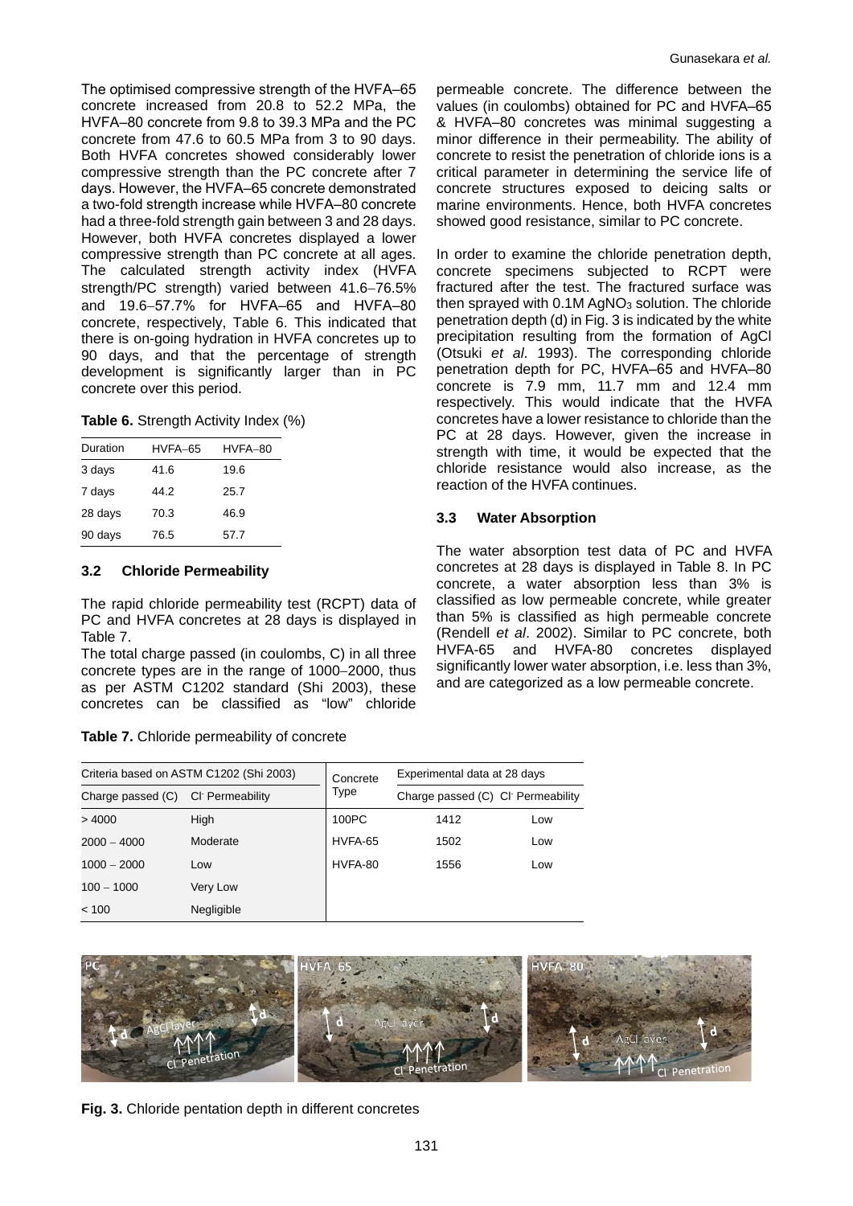The optimised compressive strength of the HVFA–65 concrete increased from 20.8 to 52.2 MPa, the HVFA–80 concrete from 9.8 to 39.3 MPa and the PC concrete from 47.6 to 60.5 MPa from 3 to 90 days. Both HVFA concretes showed considerably lower compressive strength than the PC concrete after 7 days. However, the HVFA–65 concrete demonstrated a two-fold strength increase while HVFA–80 concrete had a three-fold strength gain between 3 and 28 days. However, both HVFA concretes displayed a lower compressive strength than PC concrete at all ages. The calculated strength activity index (HVFA strength/PC strength) varied between 41.6–76.5% and 19.6–57.7% for HVFA–65 and HVFA–80 concrete, respectively, Table 6. This indicated that there is on-going hydration in HVFA concretes up to 90 days, and that the percentage of strength development is significantly larger than in PC concrete over this period.

**Table 6.** Strength Activity Index (%)

| Duration | HVFA–65 | HVFA–80 |
|---|---|---|
| 3 days | 41.6 | 19.6 |
| 7 days | 44.2 | 25.7 |
| 28 days | 70.3 | 46.9 |
| 90 days | 76.5 | 57.7 |

### 3.2 Chloride Permeability

The rapid chloride permeability test (RCPT) data of PC and HVFA concretes at 28 days is displayed in Table 7.

The total charge passed (in coulombs, C) in all three concrete types are in the range of 1000–2000, thus as per ASTM C1202 standard (Shi 2003), these concretes can be classified as "low" chloride permeable concrete. The difference between the values (in coulombs) obtained for PC and HVFA–65 & HVFA–80 concretes was minimal suggesting a minor difference in their permeability. The ability of concrete to resist the penetration of chloride ions is a critical parameter in determining the service life of concrete structures exposed to deicing salts or marine environments. Hence, both HVFA concretes showed good resistance, similar to PC concrete.

In order to examine the chloride penetration depth, concrete specimens subjected to RCPT were fractured after the test. The fractured surface was then sprayed with 0.1M $AgNO_3$ solution. The chloride penetration depth (d) in Fig. 3 is indicated by the white precipitation resulting from the formation of AgCl (Otsuki *et al*. 1993). The corresponding chloride penetration depth for PC, HVFA–65 and HVFA–80 concrete is 7.9 mm, 11.7 mm and 12.4 mm respectively. This would indicate that the HVFA concretes have a lower resistance to chloride than the PC at 28 days. However, given the increase in strength with time, it would be expected that the chloride resistance would also increase, as the reaction of the HVFA continues.

### 3.3 Water Absorption

The water absorption test data of PC and HVFA concretes at 28 days is displayed in Table 8. In PC concrete, a water absorption less than 3% is classified as low permeable concrete, while greater than 5% is classified as high permeable concrete (Rendell *et al*. 2002). Similar to PC concrete, both HVFA-65 and HVFA-80 concretes displayed significantly lower water absorption, i.e. less than 3%, and are categorized as a low permeable concrete.

**Table 7.** Chloride permeability of concrete

| Criteria based on ASTM C1202 (Shi 2003) | | Concrete Type | Experimental data at 28 days | |
|---|---|---|---|---|
| Charge passed (C) | $Cl^-$ Permeability | | Charge passed (C) | $Cl^-$ Permeability |
| > 4000 | High | 100PC | 1412 | Low |
| 2000 – 4000 | Moderate | HVFA-65 | 1502 | Low |
| 1000 – 2000 | Low | HVFA-80 | 1556 | Low |
| 100 – 1000 | Very Low | | | |
| < 100 | Negligible | | | |

**Fig. 3.** Chloride pentation depth in different concretes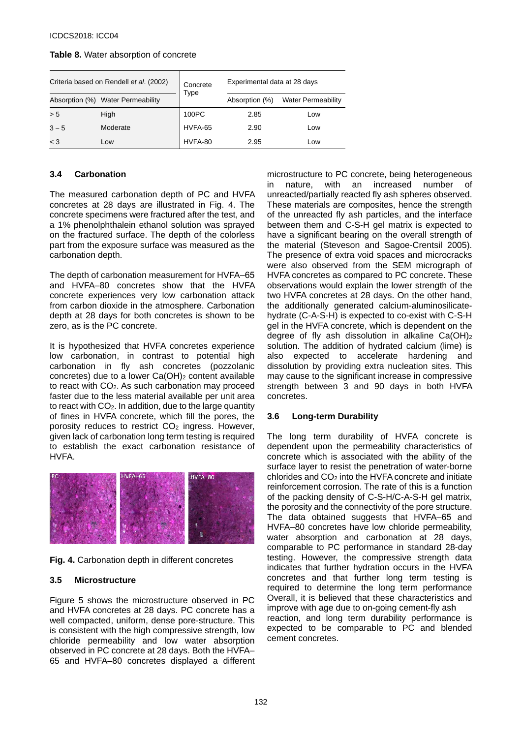**Table 8.** Water absorption of concrete

| Criteria based on Rendell *et al*. (2002) | | Concrete Type | Experimental data at 28 days | |
|---|---|---|---|---|
| Absorption (%) | Water Permeability | | Absorption (%) | Water Permeability |
| > 5 | High | 100PC | 2.85 | Low |
| 3 – 5 | Moderate | HVFA-65 | 2.90 | Low |
| < 3 | Low | HVFA-80 | 2.95 | Low |

### 3.4 Carbonation

The measured carbonation depth of PC and HVFA concretes at 28 days are illustrated in Fig. 4. The concrete specimens were fractured after the test, and a 1% phenolphthalein ethanol solution was sprayed on the fractured surface. The depth of the colorless part from the exposure surface was measured as the carbonation depth.

The depth of carbonation measurement for HVFA–65 and HVFA–80 concretes show that the HVFA concrete experiences very low carbonation attack from carbon dioxide in the atmosphere. Carbonation depth at 28 days for both concretes is shown to be zero, as is the PC concrete.

It is hypothesized that HVFA concretes experience low carbonation, in contrast to potential high carbonation in fly ash concretes (pozzolanic concretes) due to a lower $Ca(OH)_2$ content available to react with $CO_2$. As such carbonation may proceed faster due to the less material available per unit area to react with $CO_2$. In addition, due to the large quantity of fines in HVFA concrete, which fill the pores, the porosity reduces to restrict $CO_2$ ingress. However, given lack of carbonation long term testing is required to establish the exact carbonation resistance of HVFA.

**Fig. 4.** Carbonation depth in different concretes

### 3.5 Microstructure

Figure 5 shows the microstructure observed in PC and HVFA concretes at 28 days. PC concrete has a well compacted, uniform, dense pore-structure. This is consistent with the high compressive strength, low chloride permeability and low water absorption observed in PC concrete at 28 days. Both the HVFA–65 and HVFA–80 concretes displayed a different microstructure to PC concrete, being heterogeneous in nature, with an increased number of unreacted/partially reacted fly ash spheres observed. These materials are composites, hence the strength of the unreacted fly ash particles, and the interface between them and C-S-H gel matrix is expected to have a significant bearing on the overall strength of the material (Steveson and Sagoe-Crentsil 2005). The presence of extra void spaces and microcracks were also observed from the SEM micrograph of HVFA concretes as compared to PC concrete. These observations would explain the lower strength of the two HVFA concretes at 28 days. On the other hand, the additionally generated calcium-aluminosilicate-hydrate (C-A-S-H) is expected to co-exist with C-S-H gel in the HVFA concrete, which is dependent on the degree of fly ash dissolution in alkaline $Ca(OH)_2$ solution. The addition of hydrated calcium (lime) is also expected to accelerate hardening and dissolution by providing extra nucleation sites. This may cause to the significant increase in compressive strength between 3 and 90 days in both HVFA concretes.

### 3.6 Long-term Durability

The long term durability of HVFA concrete is dependent upon the permeability characteristics of concrete which is associated with the ability of the surface layer to resist the penetration of water-borne chlorides and $CO_2$ into the HVFA concrete and initiate reinforcement corrosion. The rate of this is a function of the packing density of C-S-H/C-A-S-H gel matrix, the porosity and the connectivity of the pore structure. The data obtained suggests that HVFA–65 and HVFA–80 concretes have low chloride permeability, water absorption and carbonation at 28 days, comparable to PC performance in standard 28-day testing. However, the compressive strength data indicates that further hydration occurs in the HVFA concretes and that further long term testing is required to determine the long term performance Overall, it is believed that these characteristics and improve with age due to on-going cement-fly ash reaction, and long term durability performance is expected to be comparable to PC and blended cement concretes.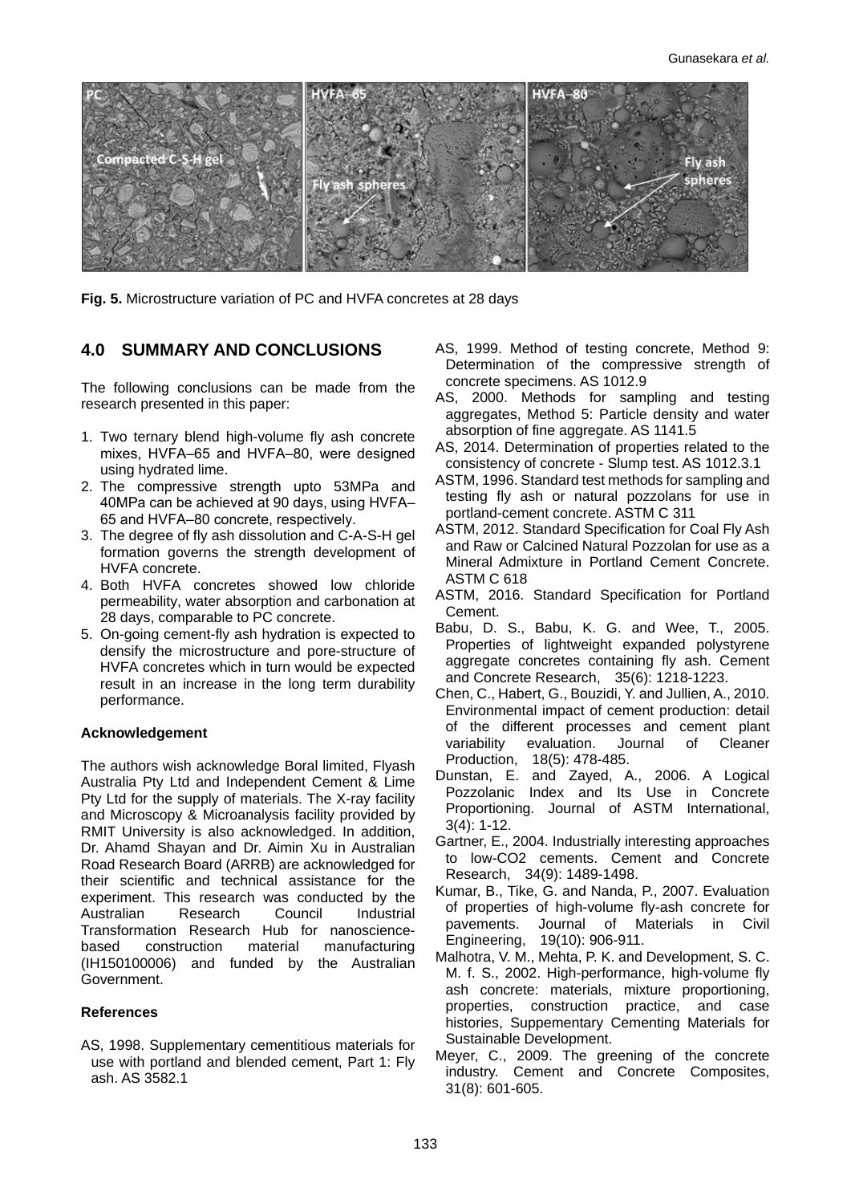**Fig. 5.** Microstructure variation of PC and HVFA concretes at 28 days

## 4.0 SUMMARY AND CONCLUSIONS

The following conclusions can be made from the research presented in this paper:

1. Two ternary blend high-volume fly ash concrete mixes, HVFA–65 and HVFA–80, were designed using hydrated lime.
2. The compressive strength upto 53MPa and 40MPa can be achieved at 90 days, using HVFA–65 and HVFA–80 concrete, respectively.
3. The degree of fly ash dissolution and C-A-S-H gel formation governs the strength development of HVFA concrete.
4. Both HVFA concretes showed low chloride permeability, water absorption and carbonation at 28 days, comparable to PC concrete.
5. On-going cement-fly ash hydration is expected to densify the microstructure and pore-structure of HVFA concretes which in turn would be expected result in an increase in the long term durability performance.

### Acknowledgement

The authors wish acknowledge Boral limited, Flyash Australia Pty Ltd and Independent Cement & Lime Pty Ltd for the supply of materials. The X-ray facility and Microscopy & Microanalysis facility provided by RMIT University is also acknowledged. In addition, Dr. Ahamd Shayan and Dr. Aimin Xu in Australian Road Research Board (ARRB) are acknowledged for their scientific and technical assistance for the experiment. This research was conducted by the Australian Research Council Industrial Transformation Research Hub for nanoscience-based construction material manufacturing (IH150100006) and funded by the Australian Government.

### References

AS, 1998. Supplementary cementitious materials for use with portland and blended cement, Part 1: Fly ash. AS 3582.1

AS, 1999. Method of testing concrete, Method 9: Determination of the compressive strength of concrete specimens. AS 1012.9

AS, 2000. Methods for sampling and testing aggregates, Method 5: Particle density and water absorption of fine aggregate. AS 1141.5

AS, 2014. Determination of properties related to the consistency of concrete - Slump test. AS 1012.3.1

ASTM, 1996. Standard test methods for sampling and testing fly ash or natural pozzolans for use in portland-cement concrete. ASTM C 311

ASTM, 2012. Standard Specification for Coal Fly Ash and Raw or Calcined Natural Pozzolan for use as a Mineral Admixture in Portland Cement Concrete. ASTM C 618

ASTM, 2016. Standard Specification for Portland Cement.

Babu, D. S., Babu, K. G. and Wee, T., 2005. Properties of lightweight expanded polystyrene aggregate concretes containing fly ash. Cement and Concrete Research, 35(6): 1218-1223.

Chen, C., Habert, G., Bouzidi, Y. and Jullien, A., 2010. Environmental impact of cement production: detail of the different processes and cement plant variability evaluation. Journal of Cleaner Production, 18(5): 478-485.

Dunstan, E. and Zayed, A., 2006. A Logical Pozzolanic Index and Its Use in Concrete Proportioning. Journal of ASTM International, 3(4): 1-12.

Gartner, E., 2004. Industrially interesting approaches to low-CO2 cements. Cement and Concrete Research, 34(9): 1489-1498.

Kumar, B., Tike, G. and Nanda, P., 2007. Evaluation of properties of high-volume fly-ash concrete for pavements. Journal of Materials in Civil Engineering, 19(10): 906-911.

Malhotra, V. M., Mehta, P. K. and Development, S. C. M. f. S., 2002. High-performance, high-volume fly ash concrete: materials, mixture proportioning, properties, construction practice, and case histories, Suppementary Cementing Materials for Sustainable Development.

Meyer, C., 2009. The greening of the concrete industry. Cement and Concrete Composites, 31(8): 601-605.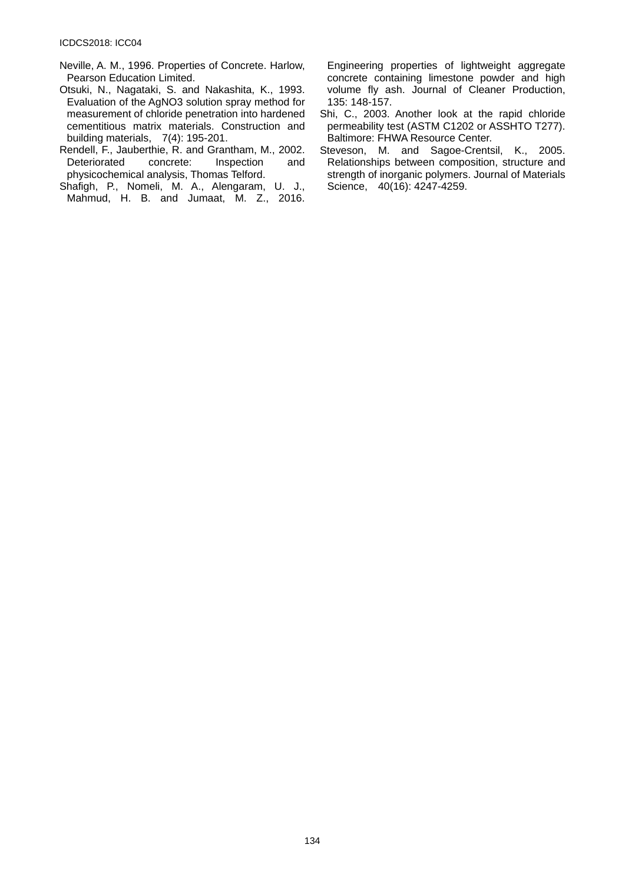Neville, A. M., 1996. Properties of Concrete. Harlow, Pearson Education Limited.

Otsuki, N., Nagataki, S. and Nakashita, K., 1993. Evaluation of the AgNO3 solution spray method for measurement of chloride penetration into hardened cementitious matrix materials. Construction and building materials, 7(4): 195-201.

Rendell, F., Jauberthie, R. and Grantham, M., 2002. Deteriorated concrete: Inspection and physicochemical analysis, Thomas Telford.

Shafigh, P., Nomeli, M. A., Alengaram, U. J., Mahmud, H. B. and Jumaat, M. Z., 2016. Engineering properties of lightweight aggregate concrete containing limestone powder and high volume fly ash. Journal of Cleaner Production, 135: 148-157.

Shi, C., 2003. Another look at the rapid chloride permeability test (ASTM C1202 or ASSHTO T277). Baltimore: FHWA Resource Center.

Steveson, M. and Sagoe-Crentsil, K., 2005. Relationships between composition, structure and strength of inorganic polymers. Journal of Materials Science, 40(16): 4247-4259.